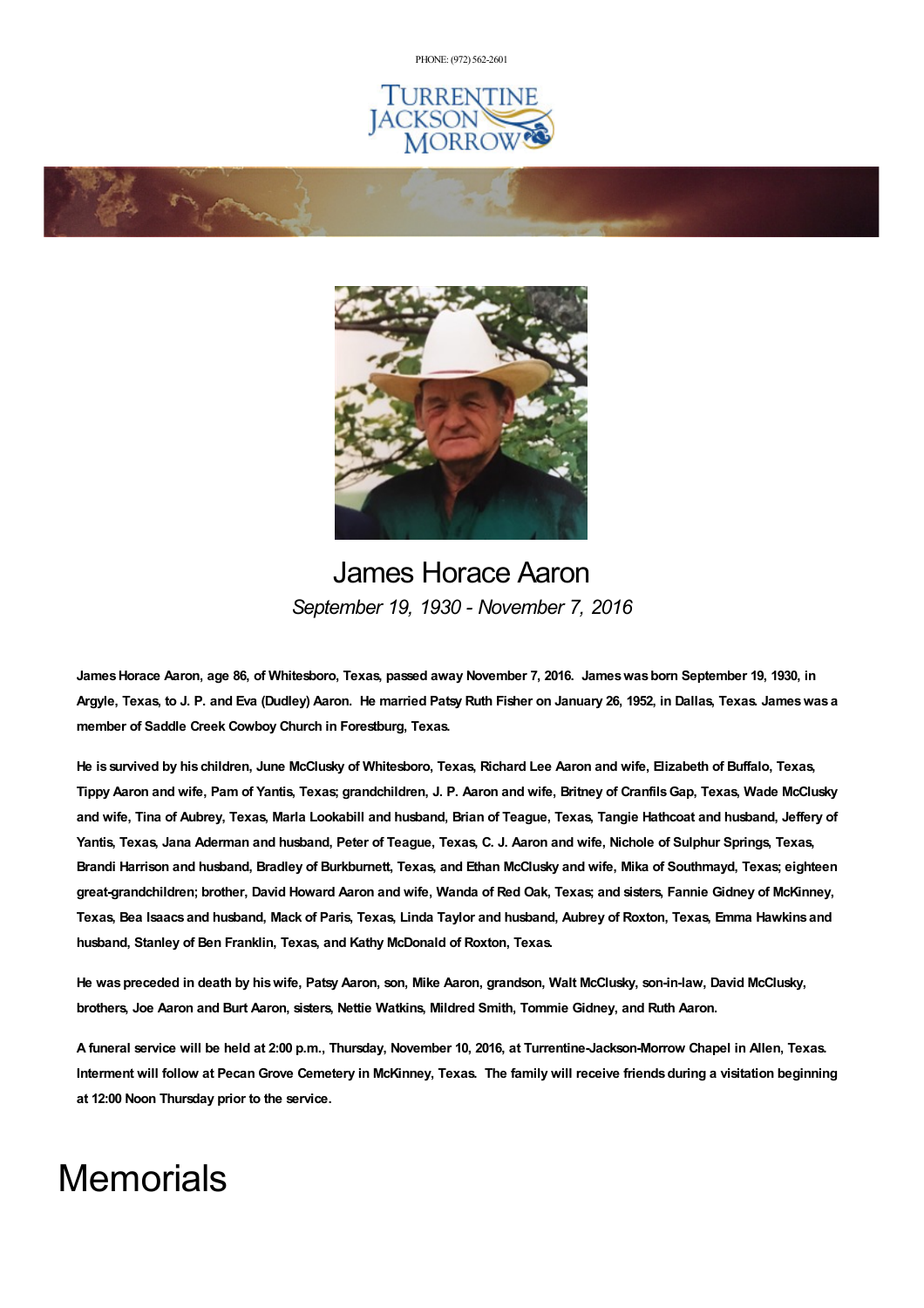PHONE: (972) 562-2601

TURRENTINE JACKSON MORROW

# James Horace Aaron

*September 19, 1930 - November 7, 2016*

**James Horace Aaron, age 86, of Whitesboro, Texas, passed away November 7, 2016. James was born September 19, 1930, in Argyle, Texas, to J. P. and Eva (Dudley) Aaron. He married Patsy Ruth Fisher on January 26, 1952, in Dallas, Texas. James was a member of Saddle Creek Cowboy Church in Forestburg, Texas.**

**He is survived by his children, June McClusky of Whitesboro, Texas, Richard Lee Aaron and wife, Elizabeth of Buffalo, Texas, Tippy Aaron and wife, Pam of Yantis, Texas; grandchildren, J. P. Aaron and wife, Britney of Cranfils Gap, Texas, Wade McClusky and wife, Tina of Aubrey, Texas, Marla Lookabill and husband, Brian of Teague, Texas, Tangie Hathcoat and husband, Jeffery of Yantis, Texas, Jana Aderman and husband, Peter of Teague, Texas, C. J. Aaron and wife, Nichole of Sulphur Springs, Texas, Brandi Harrison and husband, Bradley of Burkburnett, Texas, and Ethan McClusky and wife, Mika of Southmayd, Texas; eighteen great-grandchildren; brother, David Howard Aaron and wife, Wanda of Red Oak, Texas; and sisters, Fannie Gidney of McKinney, Texas, Bea Isaacs and husband, Mack of Paris, Texas, Linda Taylor and husband, Aubrey of Roxton, Texas, Emma Hawkins and husband, Stanley of Ben Franklin, Texas, and Kathy McDonald of Roxton, Texas.**

**He was preceded in death by his wife, Patsy Aaron, son, Mike Aaron, grandson, Walt McClusky, son-in-law, David McClusky, brothers, Joe Aaron and Burt Aaron, sisters, Nettie Watkins, Mildred Smith, Tommie Gidney, and Ruth Aaron.**

**A funeral service will be held at 2:00 p.m., Thursday, November 10, 2016, at Turrentine-Jackson-Morrow Chapel in Allen, Texas. Interment will follow at Pecan Grove Cemetery in McKinney, Texas. The family will receive friends during a visitation beginning at 12:00 Noon Thursday prior to the service.**

# Memorials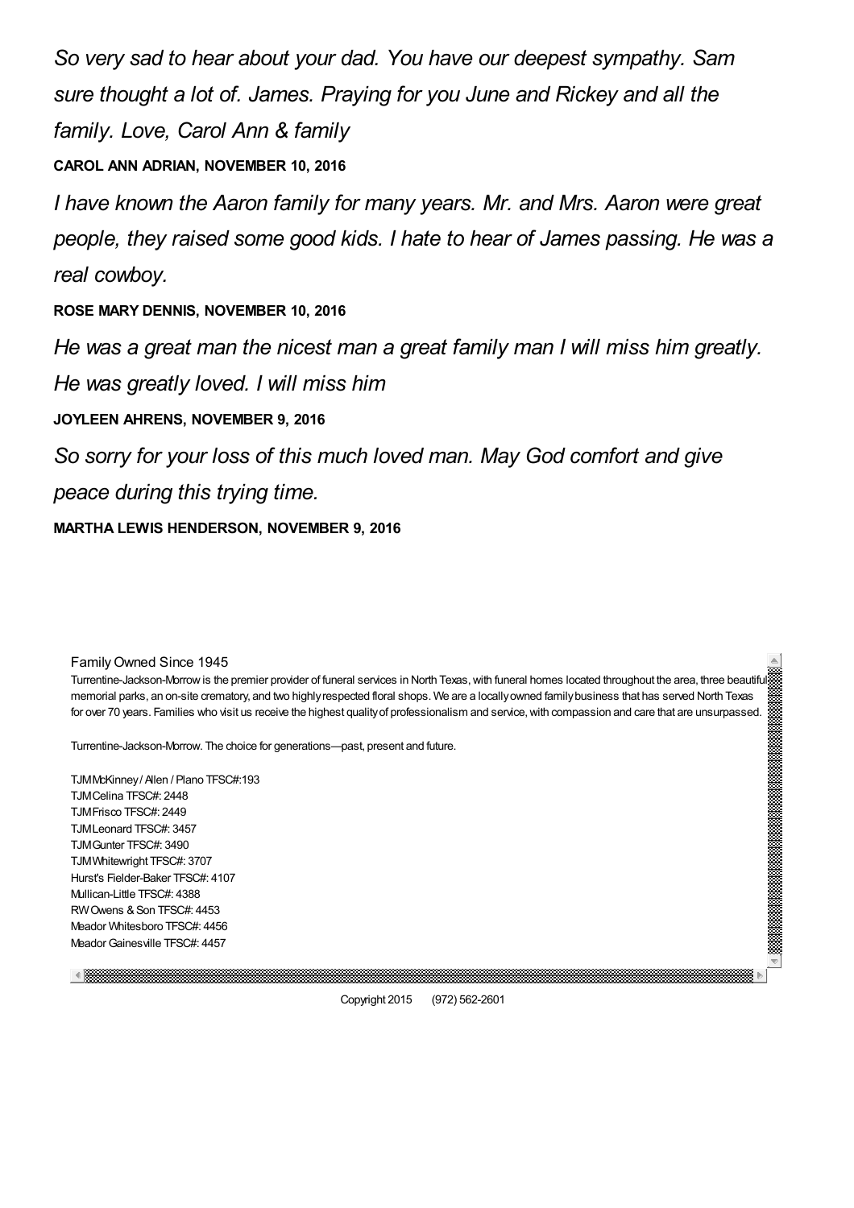*So very sad to hear about your dad. You have our deepest sympathy. Sam sure thought a lot of. James. Praying for you June and Rickey and all the family. Love, Carol Ann & family*

**CAROL ANN ADRIAN, NOVEMBER 10, 2016**

*I have known the Aaron family for many years. Mr. and Mrs. Aaron were great people, they raised some good kids. I hate to hear of James passing. He was a real cowboy.*

**ROSE MARY DENNIS, NOVEMBER 10, 2016**

*He was a great man the nicest man a great family man I will miss him greatly. He was greatly loved. I will miss him*

**JOYLEEN AHRENS, NOVEMBER 9, 2016**

*So sorry for your loss of this much loved man. May God comfort and give peace during this trying time.*

**MARTHA LEWIS HENDERSON, NOVEMBER 9, 2016**

Family Owned Since 1945

Turrentine-Jackson-Morrow is the premier provider of funeral services in North Texas, with funeral homes located throughout the area, three beautiful memorial parks, an on-site crematory, and two highly respected floral shops. We are a locally owned family business that has served North Texas for over 70 years. Families who visit us receive the highest quality of professionalism and service, with compassion and care that are unsurpassed.

Turrentine-Jackson-Morrow. The choice for generations—past, present and future.

TJM McKinney / Allen / Plano TFSC#:193
TJM Celina TFSC#: 2448
TJM Frisco TFSC#: 2449
TJM Leonard TFSC#: 3457
TJM Gunter TFSC#: 3490
TJM Whitewright TFSC#: 3707
Hurst's Fielder-Baker TFSC#: 4107
Mullican-Little TFSC#: 4388
RW Owens & Son TFSC#: 4453
Meador Whitesboro TFSC#: 4456
Meador Gainesville TFSC#: 4457

Copyright 2015 (972) 562-2601